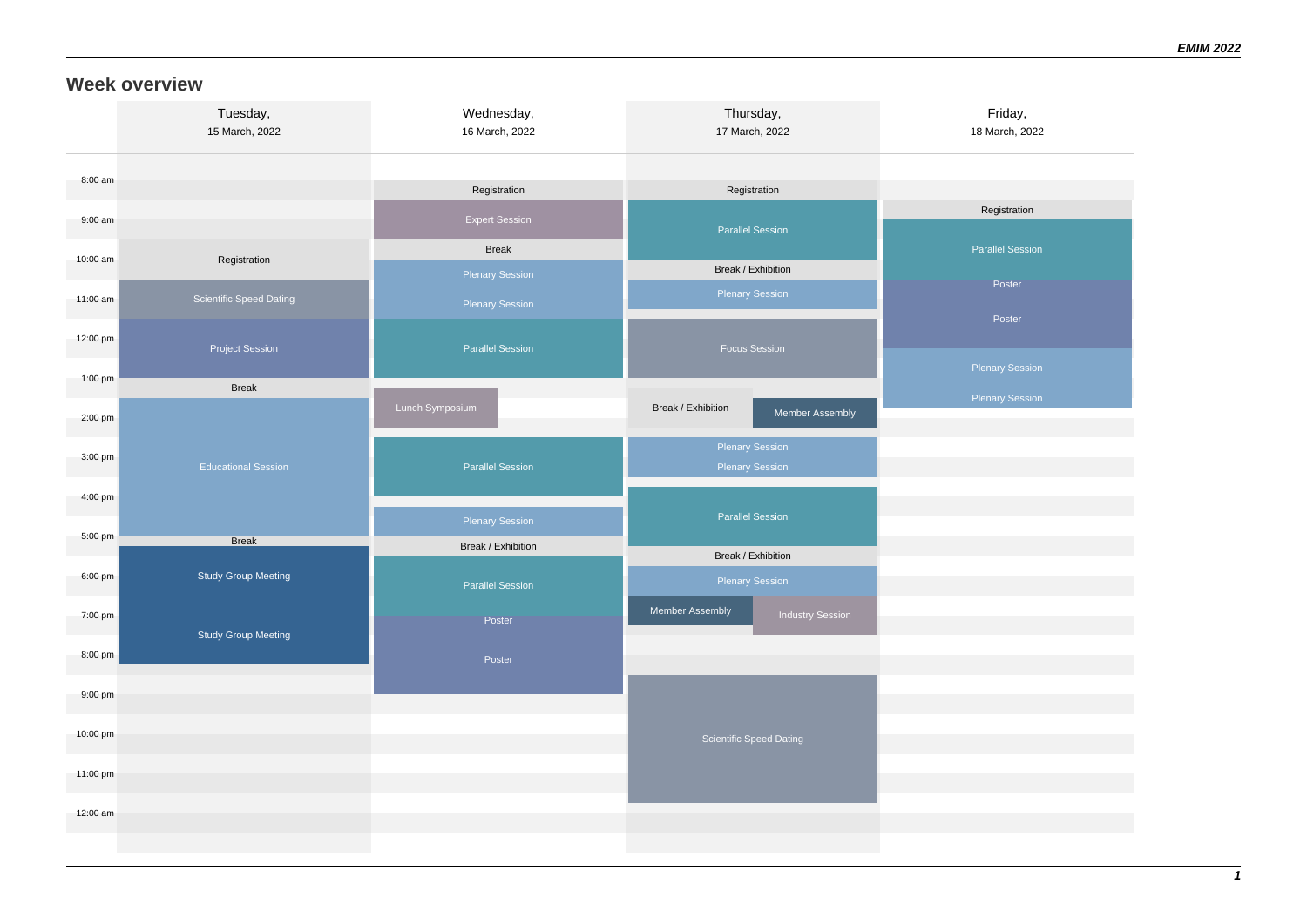## Week overview

**Tuesday, 15 March, 2022**

- Registration
- Scientific Speed Dating
- Project Session
- Break
- Educational Session
- Break
- Study Group Meeting
- Study Group Meeting

**Wednesday, 16 March, 2022**

- Registration
- Expert Session
- Break
- Plenary Session
- Plenary Session
- Parallel Session
- Lunch Symposium
- Parallel Session
- Plenary Session
- Break / Exhibition
- Parallel Session
- Poster
- Poster

**Thursday, 17 March, 2022**

- Registration
- Parallel Session
- Break / Exhibition
- Plenary Session
- Focus Session
- Break / Exhibition
- Member Assembly
- Plenary Session
- Plenary Session
- Parallel Session
- Break / Exhibition
- Plenary Session
- Member Assembly
- Industry Session
- Scientific Speed Dating

**Friday, 18 March, 2022**

- Registration
- Parallel Session
- Poster
- Poster
- Plenary Session
- Plenary Session

Time axis: 8:00 am, 9:00 am, 10:00 am, 11:00 am, 12:00 pm, 1:00 pm, 2:00 pm, 3:00 pm, 4:00 pm, 5:00 pm, 6:00 pm, 7:00 pm, 8:00 pm, 9:00 pm, 10:00 pm, 11:00 pm, 12:00 am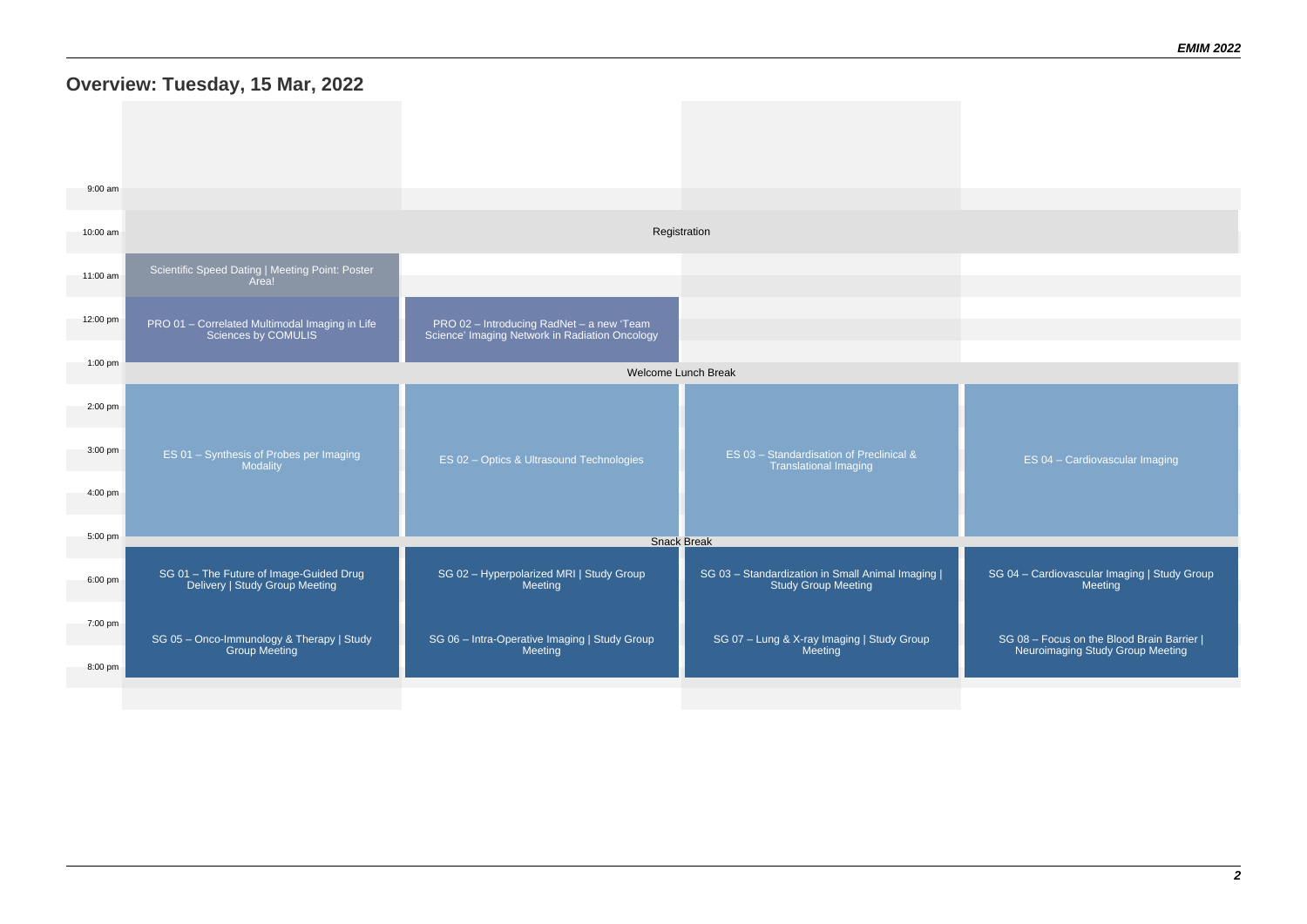## Overview: Tuesday, 15 Mar, 2022

| Time | | | | |
|---|---|---|---|---|
| 9:00 am | | | | |
| 10:00 am | Registration | | | |
| 11:00 am | Scientific Speed Dating \| Meeting Point: Poster Area! | | | |
| 12:00 pm | PRO 01 – Correlated Multimodal Imaging in Life Sciences by COMULIS | PRO 02 – Introducing RadNet – a new 'Team Science' Imaging Network in Radiation Oncology | | |
| 1:00 pm | Welcome Lunch Break | | | |
| 2:00 pm – 5:00 pm | ES 01 – Synthesis of Probes per Imaging Modality | ES 02 – Optics & Ultrasound Technologies | ES 03 – Standardisation of Preclinical & Translational Imaging | ES 04 – Cardiovascular Imaging |
| 5:00 pm | Snack Break | | | |
| 6:00 pm | SG 01 – The Future of Image-Guided Drug Delivery \| Study Group Meeting | SG 02 – Hyperpolarized MRI \| Study Group Meeting | SG 03 – Standardization in Small Animal Imaging \| Study Group Meeting | SG 04 – Cardiovascular Imaging \| Study Group Meeting |
| 7:00 pm – 8:00 pm | SG 05 – Onco-Immunology & Therapy \| Study Group Meeting | SG 06 – Intra-Operative Imaging \| Study Group Meeting | SG 07 – Lung & X-ray Imaging \| Study Group Meeting | SG 08 – Focus on the Blood Brain Barrier \| Neuroimaging Study Group Meeting |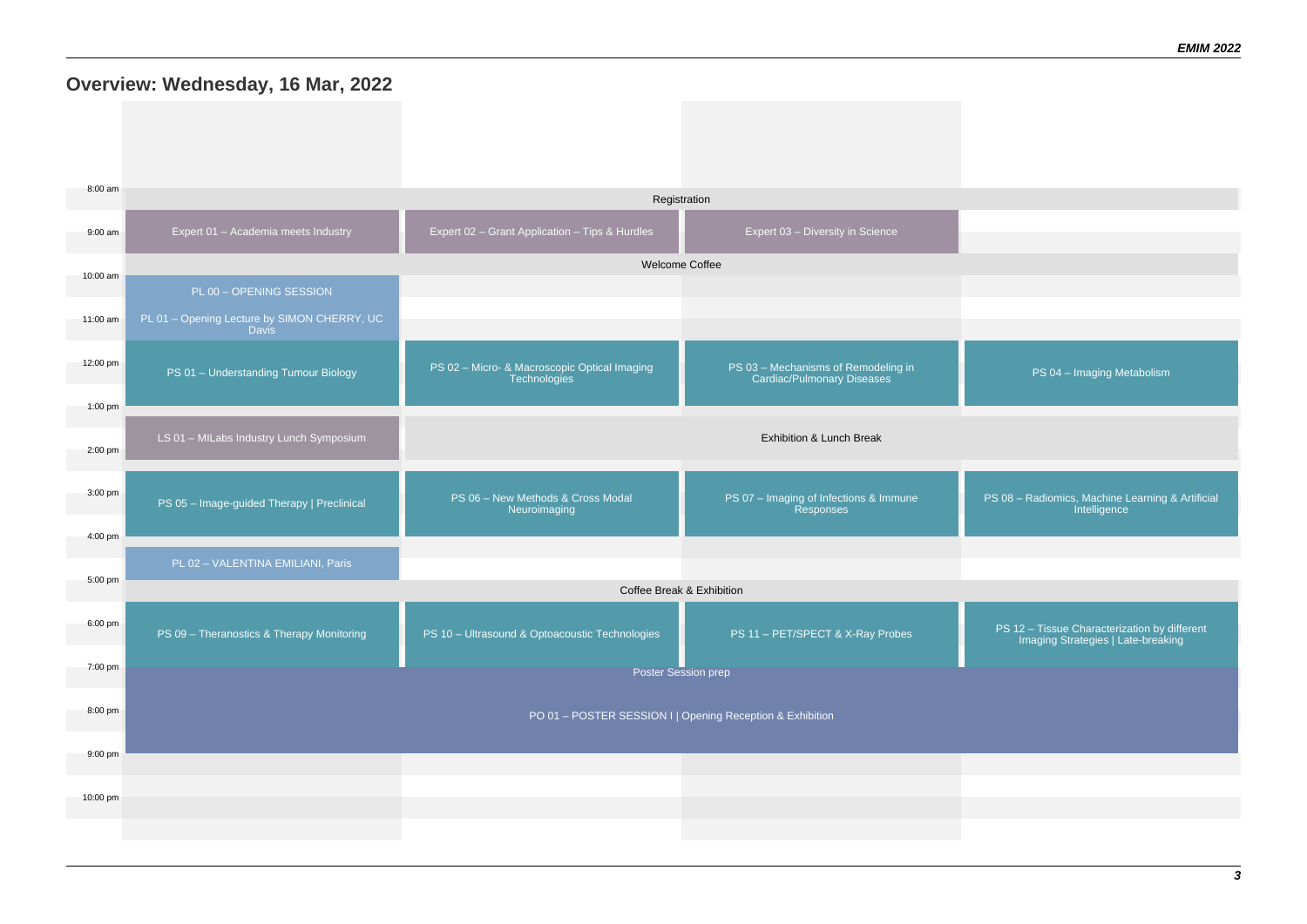## Overview: Wednesday, 16 Mar, 2022

| Time | Column 1 | Column 2 | Column 3 | Column 4 |
| --- | --- | --- | --- | --- |
| 8:00 am | Registration | | | |
| 9:00 am | Expert 01 – Academia meets Industry | Expert 02 – Grant Application – Tips & Hurdles | Expert 03 – Diversity in Science | |
| 10:00 am | Welcome Coffee | | | |
| | PL 00 – OPENING SESSION | | | |
| 11:00 am | PL 01 – Opening Lecture by SIMON CHERRY, UC Davis | | | |
| 12:00 pm | PS 01 – Understanding Tumour Biology | PS 02 – Micro- & Macroscopic Optical Imaging Technologies | PS 03 – Mechanisms of Remodeling in Cardiac/Pulmonary Diseases | PS 04 – Imaging Metabolism |
| 1:00 pm | LS 01 – MILabs Industry Lunch Symposium | Exhibition & Lunch Break | | |
| 2:00 pm | | | | |
| 3:00 pm | PS 05 – Image-guided Therapy \| Preclinical | PS 06 – New Methods & Cross Modal Neuroimaging | PS 07 – Imaging of Infections & Immune Responses | PS 08 – Radiomics, Machine Learning & Artificial Intelligence |
| 4:00 pm | PL 02 – VALENTINA EMILIANI, Paris | | | |
| 5:00 pm | Coffee Break & Exhibition | | | |
| 6:00 pm | PS 09 – Theranostics & Therapy Monitoring | PS 10 – Ultrasound & Optoacoustic Technologies | PS 11 – PET/SPECT & X-Ray Probes | PS 12 – Tissue Characterization by different Imaging Strategies \| Late-breaking |
| 7:00 pm | Poster Session prep | | | |
| 8:00 pm | PO 01 – POSTER SESSION I \| Opening Reception & Exhibition | | | |
| 9:00 pm | | | | |
| 10:00 pm | | | | |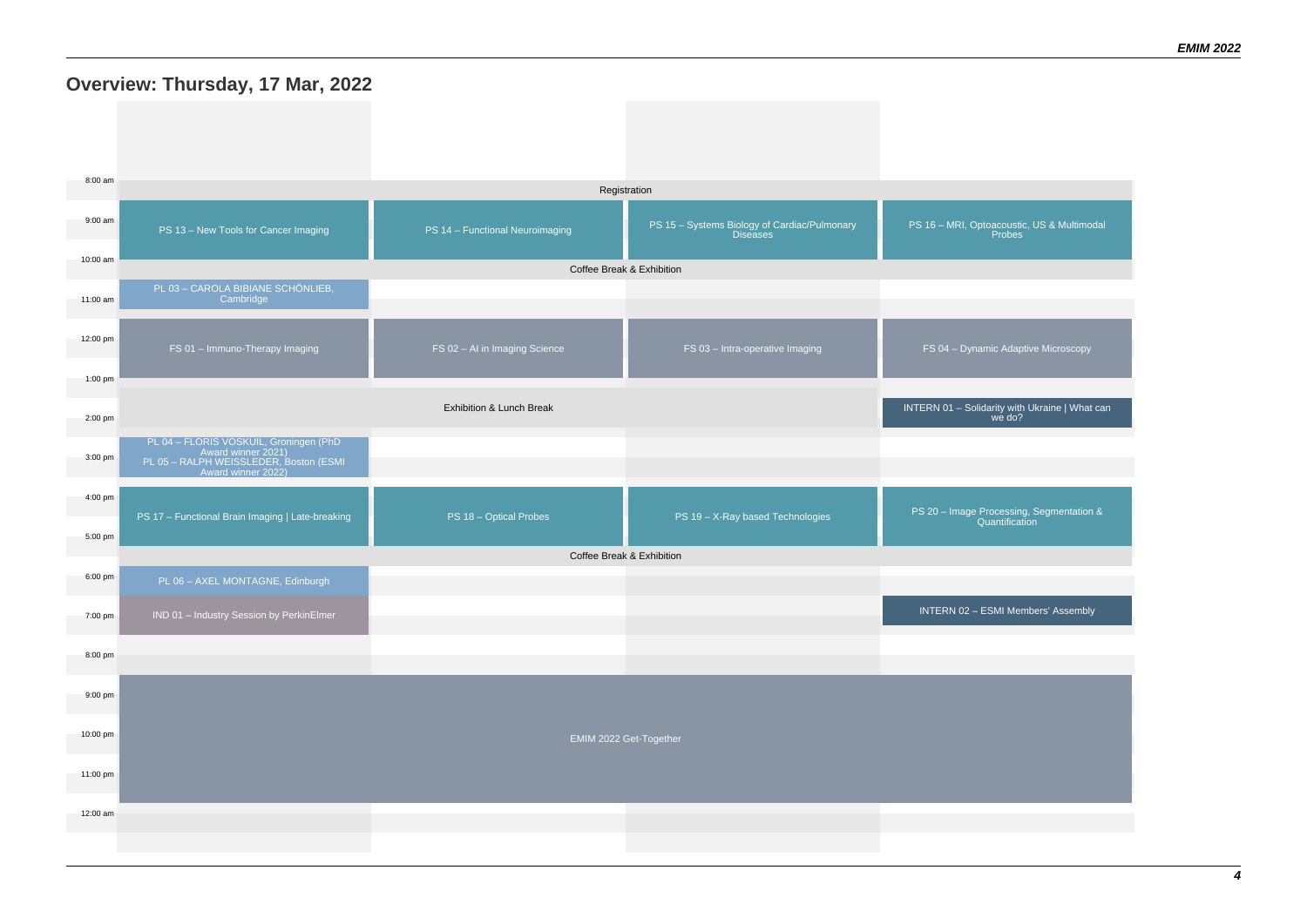## Overview: Thursday, 17 Mar, 2022

| Time | | | | |
|---|---|---|---|---|
| 8:00 am | Registration | | | |
| 9:00 am – 10:00 am | PS 13 – New Tools for Cancer Imaging | PS 14 – Functional Neuroimaging | PS 15 – Systems Biology of Cardiac/Pulmonary Diseases | PS 16 – MRI, Optoacoustic, US & Multimodal Probes |
| 10:00 am | Coffee Break & Exhibition | | | |
| 10:30 am | PL 03 – CAROLA BIBIANE SCHÖNLIEB, Cambridge | | | |
| 11:30 am – 1:00 pm | FS 01 – Immuno-Therapy Imaging | FS 02 – AI in Imaging Science | FS 03 – Intra-operative Imaging | FS 04 – Dynamic Adaptive Microscopy |
| 1:15 pm | Exhibition & Lunch Break | | | INTERN 01 – Solidarity with Ukraine \| What can we do? |
| 2:30 pm | PL 04 – FLORIS VOSKUIL, Groningen (PhD Award winner 2021)<br>PL 05 – RALPH WEISSLEDER, Boston (ESMI Award winner 2022) | | | |
| 3:45 pm – 5:15 pm | PS 17 – Functional Brain Imaging \| Late-breaking | PS 18 – Optical Probes | PS 19 – X-Ray based Technologies | PS 20 – Image Processing, Segmentation & Quantification |
| 5:15 pm | Coffee Break & Exhibition | | | |
| 5:45 pm | PL 06 – AXEL MONTAGNE, Edinburgh | | | |
| 6:30 pm | IND 01 – Industry Session by PerkinElmer | | | INTERN 02 – ESMI Members' Assembly |
| 8:30 pm – 11:45 pm | EMIM 2022 Get-Together | | | |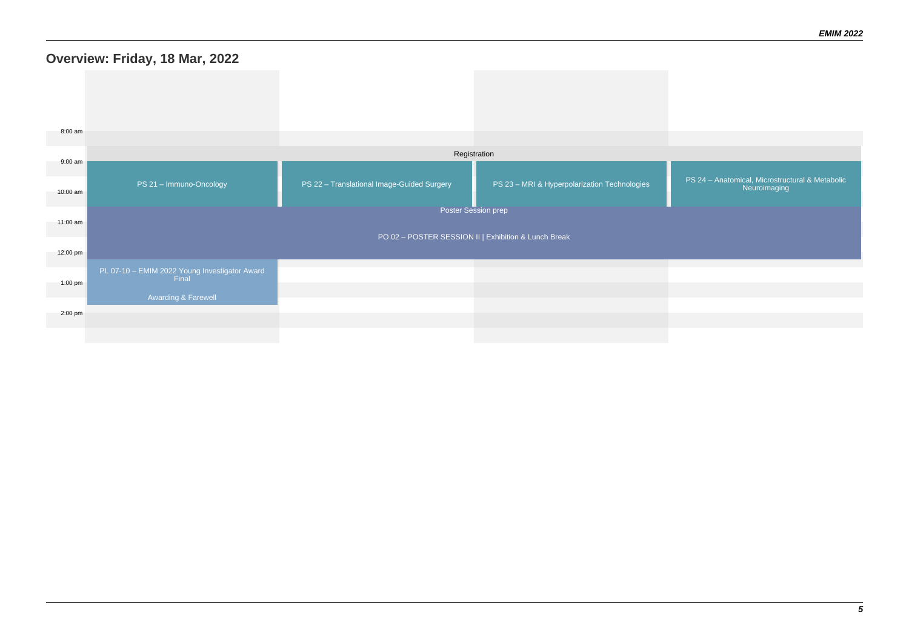## Overview: Friday, 18 Mar, 2022

8:00 am

9:00 am

10:00 am

11:00 am

12:00 pm

1:00 pm

2:00 pm

Registration

PS 21 – Immuno-Oncology

PS 22 – Translational Image-Guided Surgery

PS 23 – MRI & Hyperpolarization Technologies

PS 24 – Anatomical, Microstructural & Metabolic Neuroimaging

Poster Session prep

PO 02 – POSTER SESSION II | Exhibition & Lunch Break

PL 07-10 – EMIM 2022 Young Investigator Award Final

Awarding & Farewell